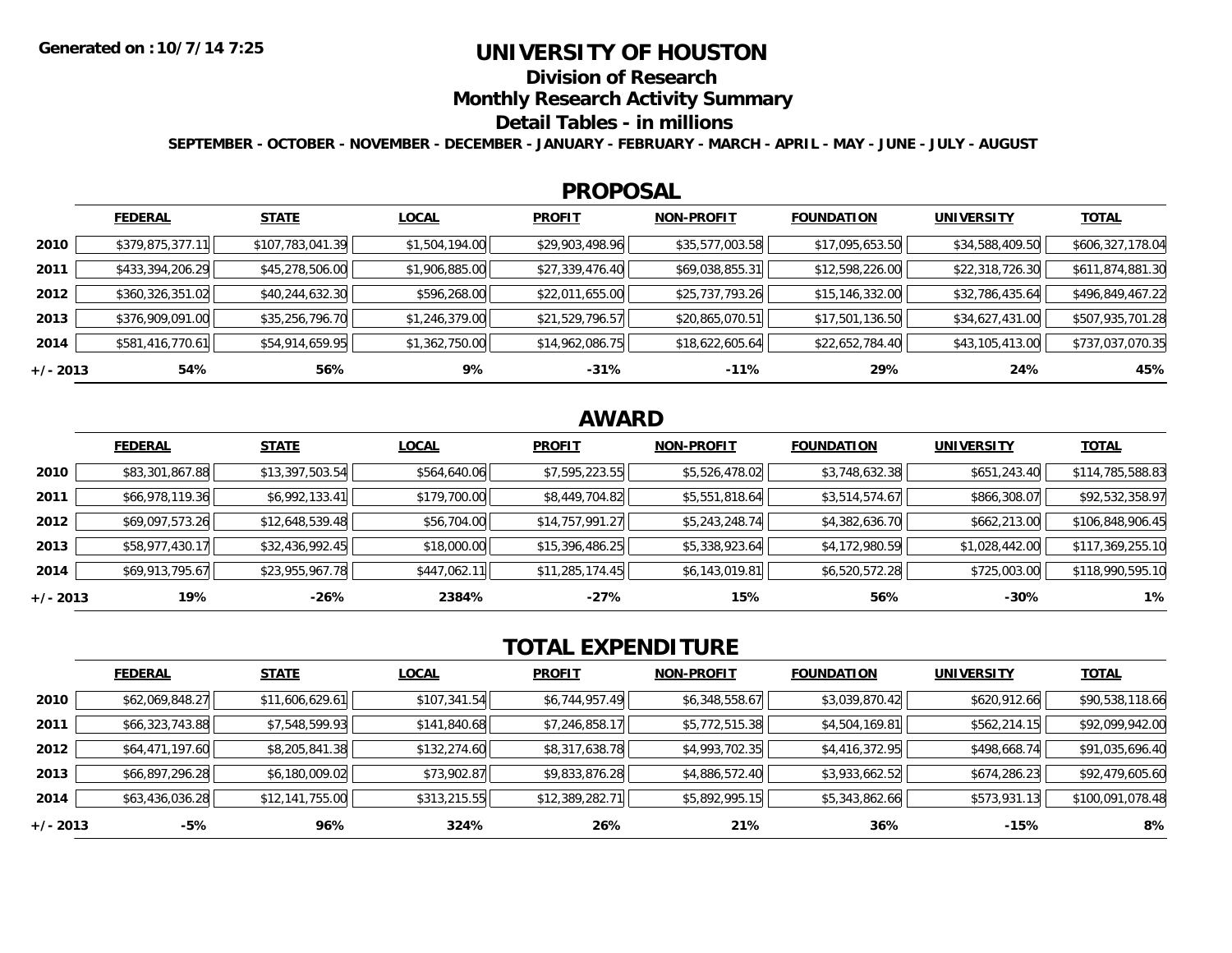**Generated on :10/7/14 7:25**

# UNIVERSITY OF HOUSTON

## Division of Research

## Monthly Research Activity Summary

## Detail Tables - in millions

**SEPTEMBER - OCTOBER - NOVEMBER - DECEMBER - JANUARY - FEBRUARY - MARCH - APRIL - MAY - JUNE - JULY - AUGUST**

## PROPOSAL

| | FEDERAL | STATE | LOCAL | PROFIT | NON-PROFIT | FOUNDATION | UNIVERSITY | TOTAL |
|---|---|---|---|---|---|---|---|---|
| 2010 | $379,875,377.11 | $107,783,041.39 | $1,504,194.00 | $29,903,498.96 | $35,577,003.58 | $17,095,653.50 | $34,588,409.50 | $606,327,178.04 |
| 2011 | $433,394,206.29 | $45,278,506.00 | $1,906,885.00 | $27,339,476.40 | $69,038,855.31 | $12,598,226.00 | $22,318,726.30 | $611,874,881.30 |
| 2012 | $360,326,351.02 | $40,244,632.30 | $596,268.00 | $22,011,655.00 | $25,737,793.26 | $15,146,332.00 | $32,786,435.64 | $496,849,467.22 |
| 2013 | $376,909,091.00 | $35,256,796.70 | $1,246,379.00 | $21,529,796.57 | $20,865,070.51 | $17,501,136.50 | $34,627,431.00 | $507,935,701.28 |
| 2014 | $581,416,770.61 | $54,914,659.95 | $1,362,750.00 | $14,962,086.75 | $18,622,605.64 | $22,652,784.40 | $43,105,413.00 | $737,037,070.35 |
| +/- 2013 | 54% | 56% | 9% | -31% | -11% | 29% | 24% | 45% |

## AWARD

| | FEDERAL | STATE | LOCAL | PROFIT | NON-PROFIT | FOUNDATION | UNIVERSITY | TOTAL |
|---|---|---|---|---|---|---|---|---|
| 2010 | $83,301,867.88 | $13,397,503.54 | $564,640.06 | $7,595,223.55 | $5,526,478.02 | $3,748,632.38 | $651,243.40 | $114,785,588.83 |
| 2011 | $66,978,119.36 | $6,992,133.41 | $179,700.00 | $8,449,704.82 | $5,551,818.64 | $3,514,574.67 | $866,308.07 | $92,532,358.97 |
| 2012 | $69,097,573.26 | $12,648,539.48 | $56,704.00 | $14,757,991.27 | $5,243,248.74 | $4,382,636.70 | $662,213.00 | $106,848,906.45 |
| 2013 | $58,977,430.17 | $32,436,992.45 | $18,000.00 | $15,396,486.25 | $5,338,923.64 | $4,172,980.59 | $1,028,442.00 | $117,369,255.10 |
| 2014 | $69,913,795.67 | $23,955,967.78 | $447,062.11 | $11,285,174.45 | $6,143,019.81 | $6,520,572.28 | $725,003.00 | $118,990,595.10 |
| +/- 2013 | 19% | -26% | 2384% | -27% | 15% | 56% | -30% | 1% |

## TOTAL EXPENDITURE

| | FEDERAL | STATE | LOCAL | PROFIT | NON-PROFIT | FOUNDATION | UNIVERSITY | TOTAL |
|---|---|---|---|---|---|---|---|---|
| 2010 | $62,069,848.27 | $11,606,629.61 | $107,341.54 | $6,744,957.49 | $6,348,558.67 | $3,039,870.42 | $620,912.66 | $90,538,118.66 |
| 2011 | $66,323,743.88 | $7,548,599.93 | $141,840.68 | $7,246,858.17 | $5,772,515.38 | $4,504,169.81 | $562,214.15 | $92,099,942.00 |
| 2012 | $64,471,197.60 | $8,205,841.38 | $132,274.60 | $8,317,638.78 | $4,993,702.35 | $4,416,372.95 | $498,668.74 | $91,035,696.40 |
| 2013 | $66,897,296.28 | $6,180,009.02 | $73,902.87 | $9,833,876.28 | $4,886,572.40 | $3,933,662.52 | $674,286.23 | $92,479,605.60 |
| 2014 | $63,436,036.28 | $12,141,755.00 | $313,215.55 | $12,389,282.71 | $5,892,995.15 | $5,343,862.66 | $573,931.13 | $100,091,078.48 |
| +/- 2013 | -5% | 96% | 324% | 26% | 21% | 36% | -15% | 8% |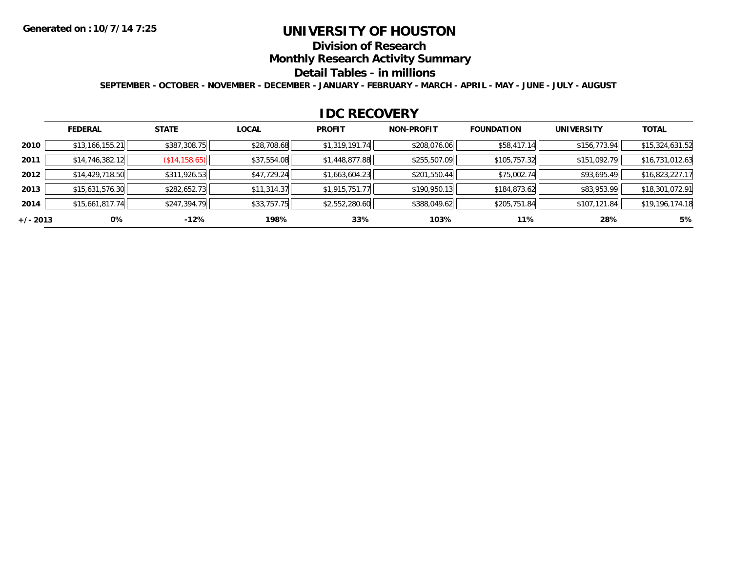Generated on :10/7/14 7:25

# UNIVERSITY OF HOUSTON

## Division of Research

## Monthly Research Activity Summary

## Detail Tables - in millions

**SEPTEMBER - OCTOBER - NOVEMBER - DECEMBER - JANUARY - FEBRUARY - MARCH - APRIL - MAY - JUNE - JULY - AUGUST**

## IDC RECOVERY

| | FEDERAL | STATE | LOCAL | PROFIT | NON-PROFIT | FOUNDATION | UNIVERSITY | TOTAL |
|---|---|---|---|---|---|---|---|---|
| **2010** | $13,166,155.21 | $387,308.75 | $28,708.68 | $1,319,191.74 | $208,076.06 | $58,417.14 | $156,773.94 | $15,324,631.52 |
| **2011** | $14,746,382.12 | ($14,158.65) | $37,554.08 | $1,448,877.88 | $255,507.09 | $105,757.32 | $151,092.79 | $16,731,012.63 |
| **2012** | $14,429,718.50 | $311,926.53 | $47,729.24 | $1,663,604.23 | $201,550.44 | $75,002.74 | $93,695.49 | $16,823,227.17 |
| **2013** | $15,631,576.30 | $282,652.73 | $11,314.37 | $1,915,751.77 | $190,950.13 | $184,873.62 | $83,953.99 | $18,301,072.91 |
| **2014** | $15,661,817.74 | $247,394.79 | $33,757.75 | $2,552,280.60 | $388,049.62 | $205,751.84 | $107,121.84 | $19,196,174.18 |
| **+/- 2013** | **0%** | **-12%** | **198%** | **33%** | **103%** | **11%** | **28%** | **5%** |